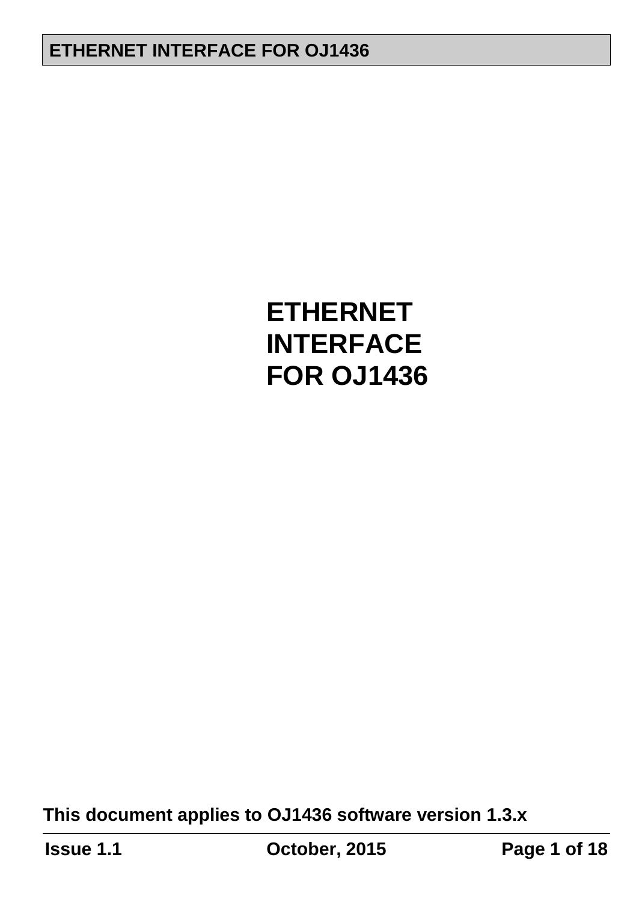# ETHERNET INTERFACE FOR OJ1436

This document applies to OJ1436 software version 1.3.x

**Issue 1.1** **October, 2015**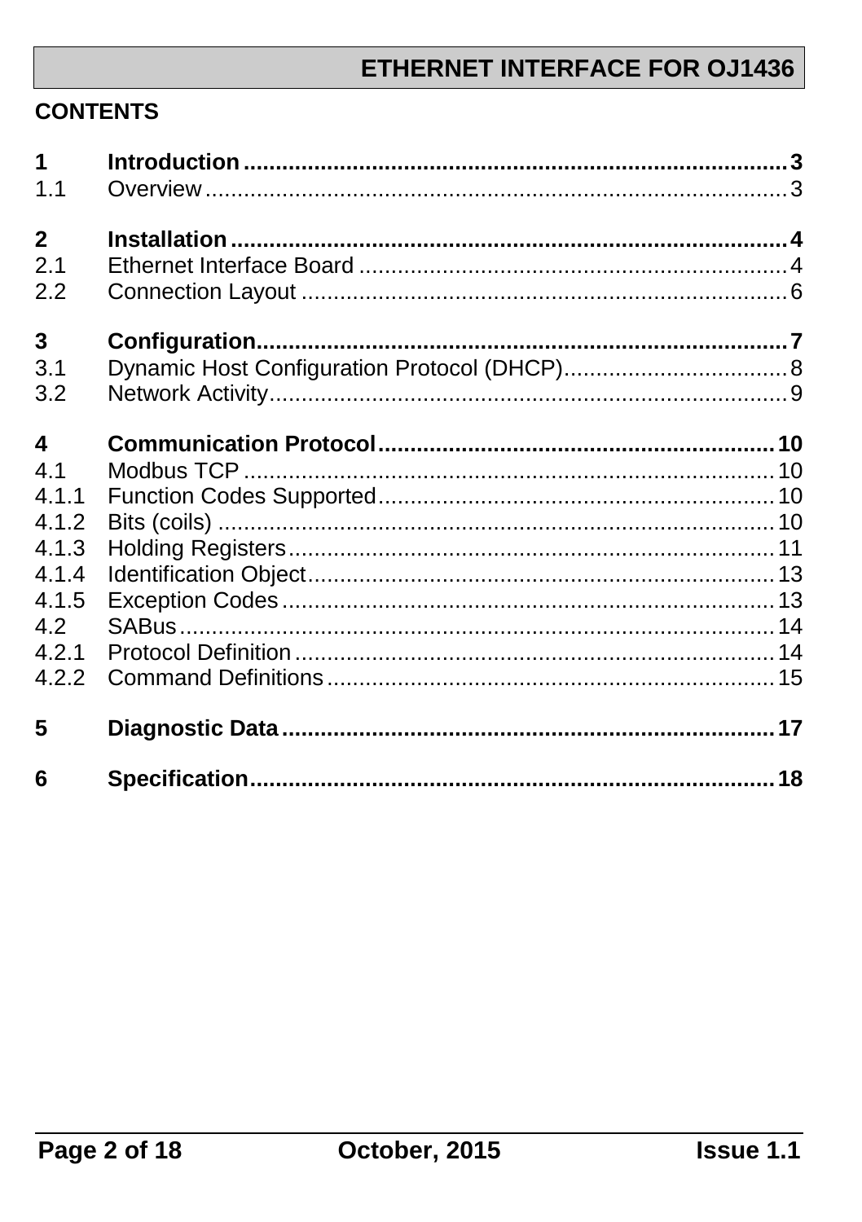## CONTENTS

| | | |
|---|---|---|
| **1** | **Introduction** | **3** |
| 1.1 | Overview | 3 |
| **2** | **Installation** | **4** |
| 2.1 | Ethernet Interface Board | 4 |
| 2.2 | Connection Layout | 6 |
| **3** | **Configuration** | **7** |
| 3.1 | Dynamic Host Configuration Protocol (DHCP) | 8 |
| 3.2 | Network Activity | 9 |
| **4** | **Communication Protocol** | **10** |
| 4.1 | Modbus TCP | 10 |
| 4.1.1 | Function Codes Supported | 10 |
| 4.1.2 | Bits (coils) | 10 |
| 4.1.3 | Holding Registers | 11 |
| 4.1.4 | Identification Object | 13 |
| 4.1.5 | Exception Codes | 13 |
| 4.2 | SABus | 14 |
| 4.2.1 | Protocol Definition | 14 |
| 4.2.2 | Command Definitions | 15 |
| **5** | **Diagnostic Data** | **17** |
| **6** | **Specification** | **18** |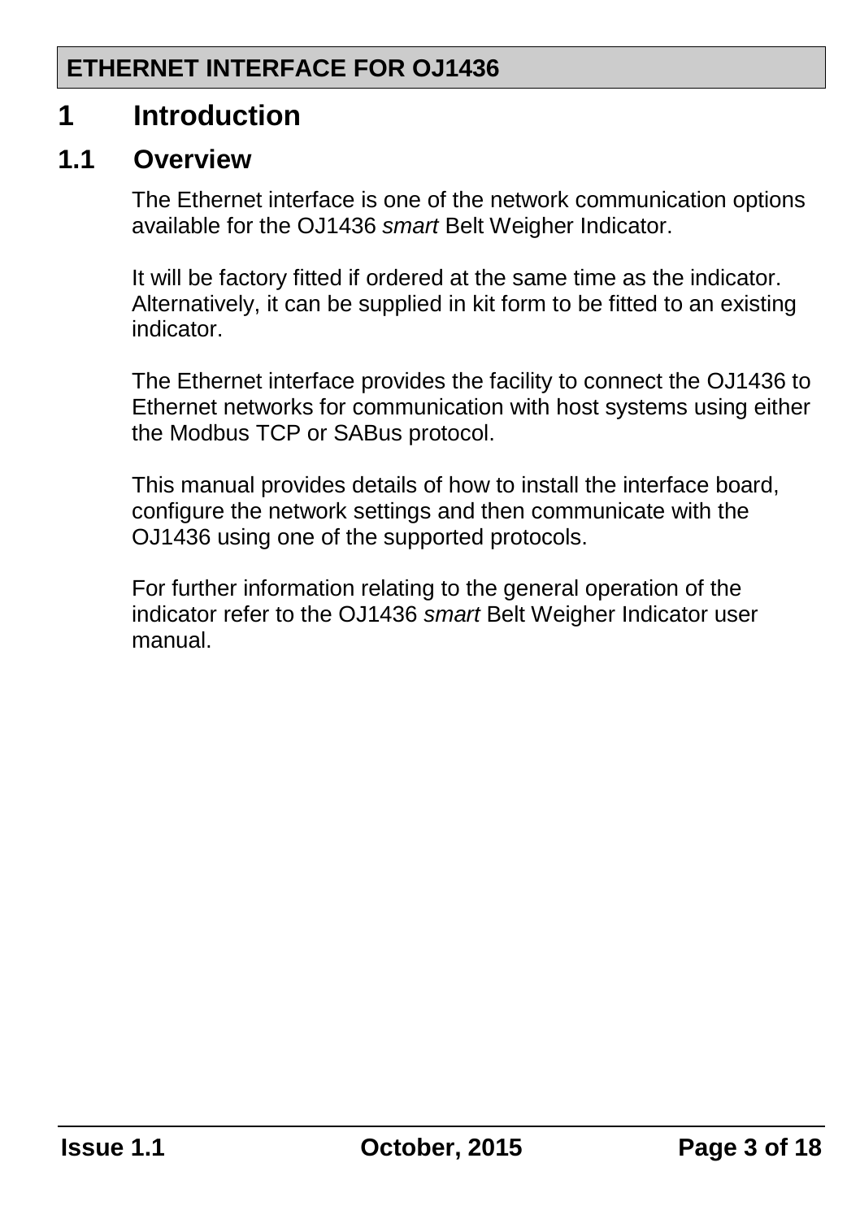# 1 Introduction

## 1.1 Overview

The Ethernet interface is one of the network communication options available for the OJ1436 *smart* Belt Weigher Indicator.

It will be factory fitted if ordered at the same time as the indicator. Alternatively, it can be supplied in kit form to be fitted to an existing indicator.

The Ethernet interface provides the facility to connect the OJ1436 to Ethernet networks for communication with host systems using either the Modbus TCP or SABus protocol.

This manual provides details of how to install the interface board, configure the network settings and then communicate with the OJ1436 using one of the supported protocols.

For further information relating to the general operation of the indicator refer to the OJ1436 *smart* Belt Weigher Indicator user manual.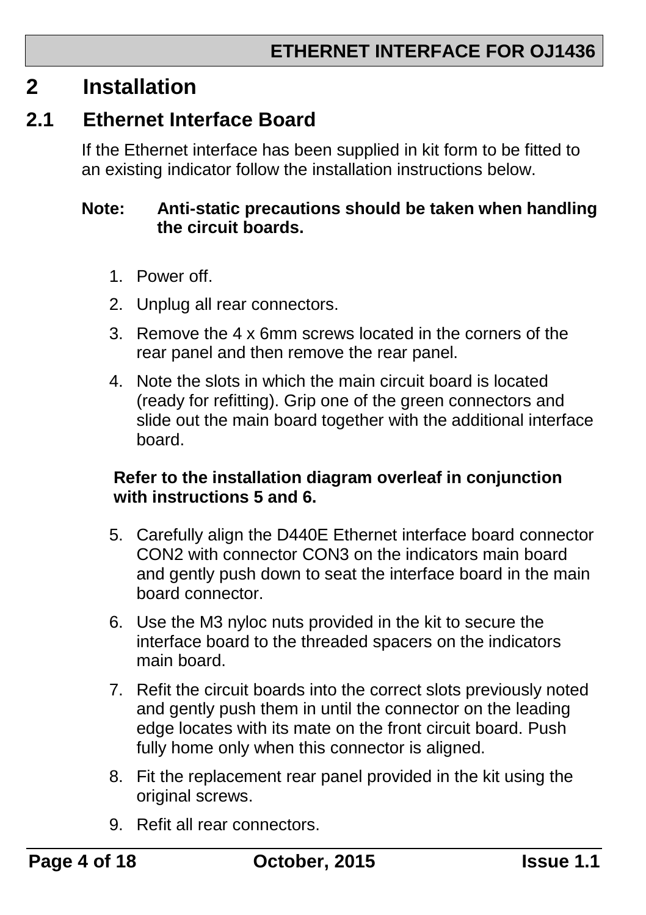# 2 Installation

## 2.1 Ethernet Interface Board

If the Ethernet interface has been supplied in kit form to be fitted to an existing indicator follow the installation instructions below.

**Note: Anti-static precautions should be taken when handling the circuit boards.**

1. Power off.
2. Unplug all rear connectors.
3. Remove the 4 x 6mm screws located in the corners of the rear panel and then remove the rear panel.
4. Note the slots in which the main circuit board is located (ready for refitting). Grip one of the green connectors and slide out the main board together with the additional interface board.

**Refer to the installation diagram overleaf in conjunction with instructions 5 and 6.**

5. Carefully align the D440E Ethernet interface board connector CON2 with connector CON3 on the indicators main board and gently push down to seat the interface board in the main board connector.
6. Use the M3 nyloc nuts provided in the kit to secure the interface board to the threaded spacers on the indicators main board.
7. Refit the circuit boards into the correct slots previously noted and gently push them in until the connector on the leading edge locates with its mate on the front circuit board. Push fully home only when this connector is aligned.
8. Fit the replacement rear panel provided in the kit using the original screws.
9. Refit all rear connectors.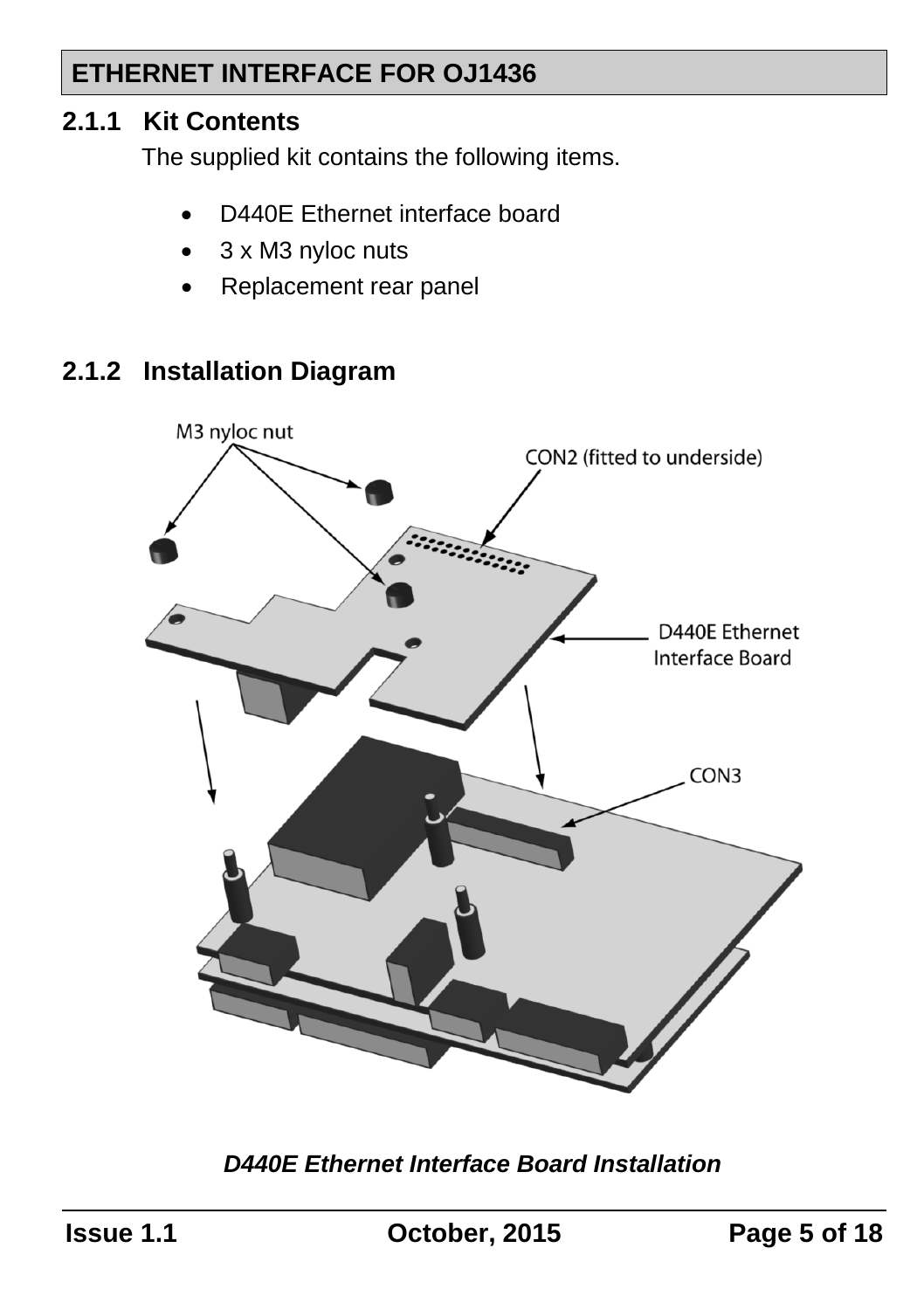### 2.1.1 Kit Contents

The supplied kit contains the following items.

- D440E Ethernet interface board
- 3 x M3 nyloc nuts
- Replacement rear panel

### 2.1.2 Installation Diagram

*D440E Ethernet Interface Board Installation*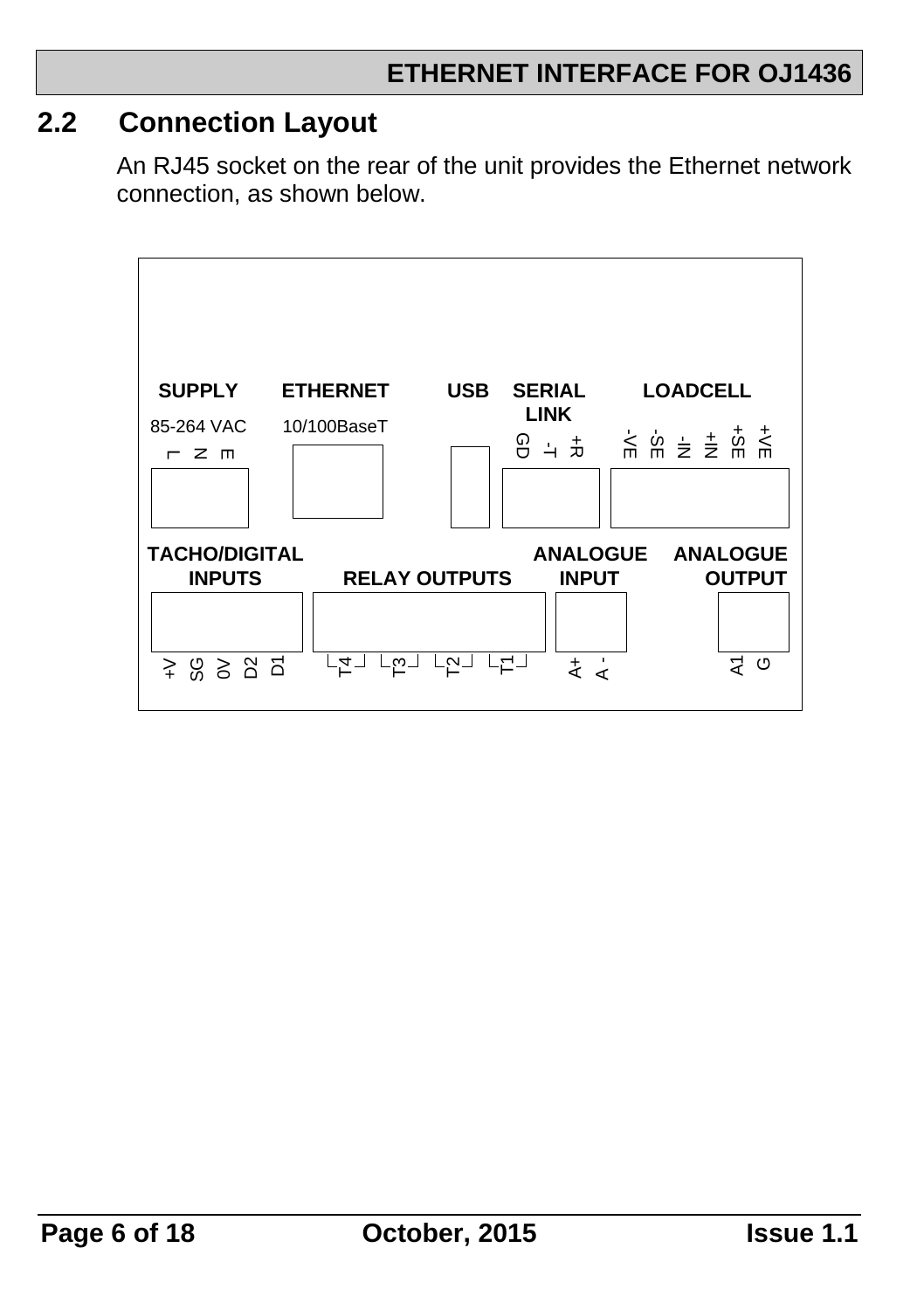## 2.2 Connection Layout

An RJ45 socket on the rear of the unit provides the Ethernet network connection, as shown below.

**SUPPLY**
85-264 VAC
L N E

**ETHERNET**
10/100BaseT

**USB**

**SERIAL LINK**
GD -T +R

**LOADCELL**
-VE -SE -IN +IN +SE +VE

**TACHO/DIGITAL INPUTS**
+V SG 0V D2 D1

**RELAY OUTPUTS**
T4 T3 T2 T1

**ANALOGUE INPUT**
A+ A -

**ANALOGUE OUTPUT**
A1 G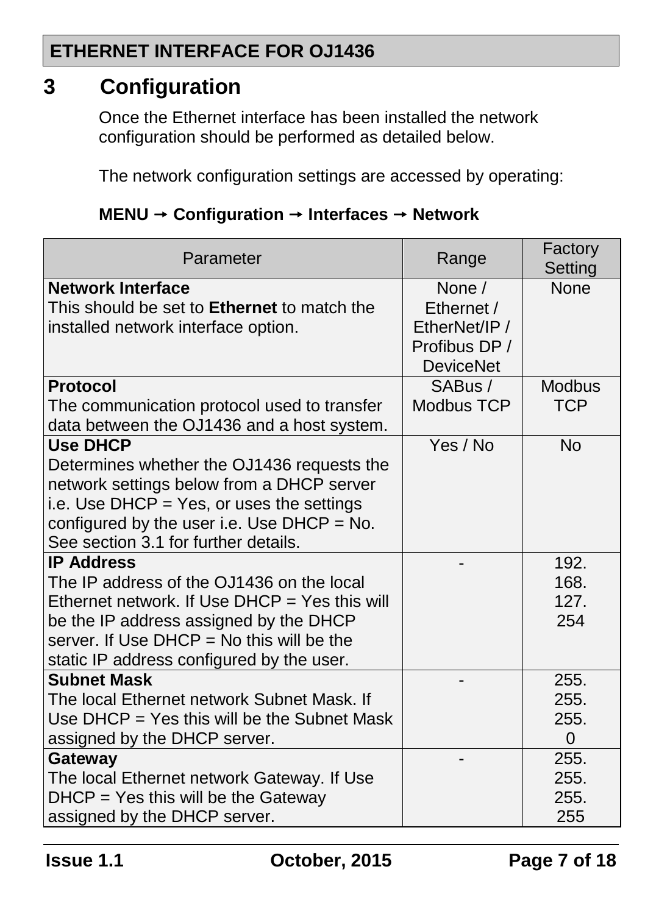# 3 Configuration

Once the Ethernet interface has been installed the network configuration should be performed as detailed below.

The network configuration settings are accessed by operating:

**MENU → Configuration → Interfaces → Network**

| Parameter | Range | Factory Setting |
|---|---|---|
| **Network Interface**<br>This should be set to **Ethernet** to match the installed network interface option. | None / Ethernet / EtherNet/IP / Profibus DP / DeviceNet | None |
| **Protocol**<br>The communication protocol used to transfer data between the OJ1436 and a host system. | SABus / Modbus TCP | Modbus TCP |
| **Use DHCP**<br>Determines whether the OJ1436 requests the network settings below from a DHCP server i.e. Use DHCP = Yes, or uses the settings configured by the user i.e. Use DHCP = No. See section 3.1 for further details. | Yes / No | No |
| **IP Address**<br>The IP address of the OJ1436 on the local Ethernet network. If Use DHCP = Yes this will be the IP address assigned by the DHCP server. If Use DHCP = No this will be the static IP address configured by the user. | - | 192. 168. 127. 254 |
| **Subnet Mask**<br>The local Ethernet network Subnet Mask. If Use DHCP = Yes this will be the Subnet Mask assigned by the DHCP server. | - | 255. 255. 255. 0 |
| **Gateway**<br>The local Ethernet network Gateway. If Use DHCP = Yes this will be the Gateway assigned by the DHCP server. | - | 255. 255. 255. 255 |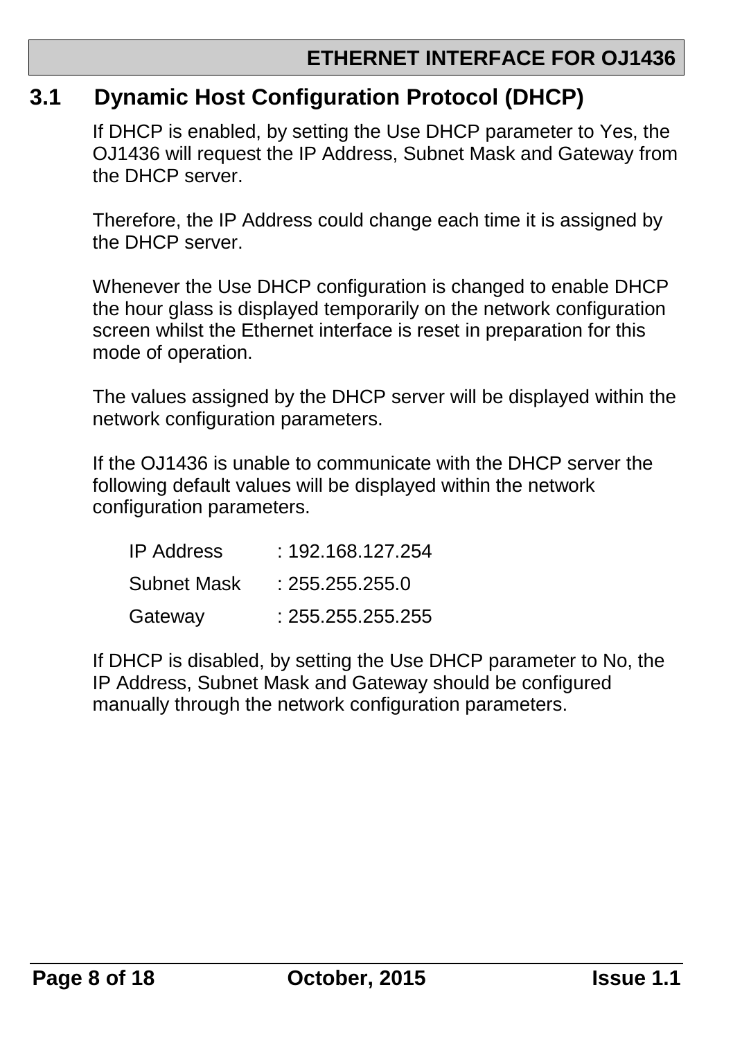## 3.1 Dynamic Host Configuration Protocol (DHCP)

If DHCP is enabled, by setting the Use DHCP parameter to Yes, the OJ1436 will request the IP Address, Subnet Mask and Gateway from the DHCP server.

Therefore, the IP Address could change each time it is assigned by the DHCP server.

Whenever the Use DHCP configuration is changed to enable DHCP the hour glass is displayed temporarily on the network configuration screen whilst the Ethernet interface is reset in preparation for this mode of operation.

The values assigned by the DHCP server will be displayed within the network configuration parameters.

If the OJ1436 is unable to communicate with the DHCP server the following default values will be displayed within the network configuration parameters.

| | |
|---|---|
| IP Address | : 192.168.127.254 |
| Subnet Mask | : 255.255.255.0 |
| Gateway | : 255.255.255.255 |

If DHCP is disabled, by setting the Use DHCP parameter to No, the IP Address, Subnet Mask and Gateway should be configured manually through the network configuration parameters.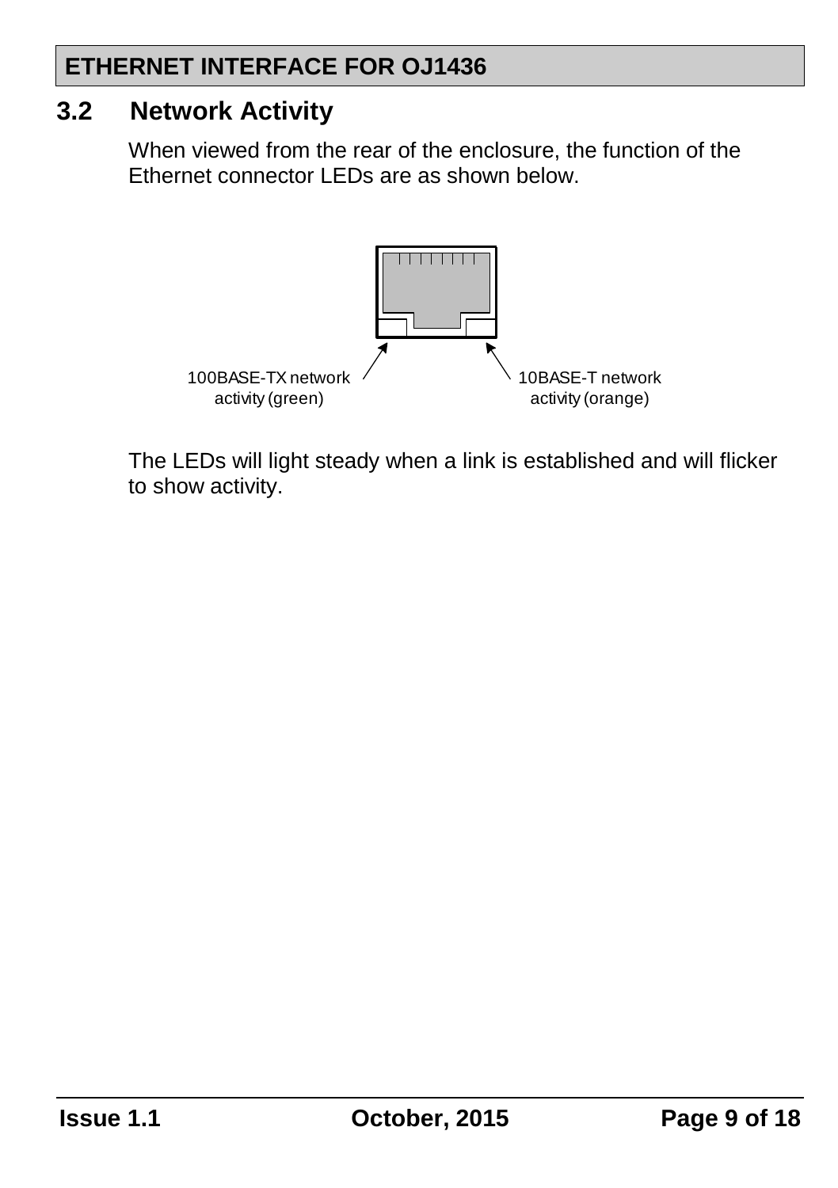## 3.2 Network Activity

When viewed from the rear of the enclosure, the function of the Ethernet connector LEDs are as shown below.

100BASE-TX network activity (green)

10BASE-T network activity (orange)

The LEDs will light steady when a link is established and will flicker to show activity.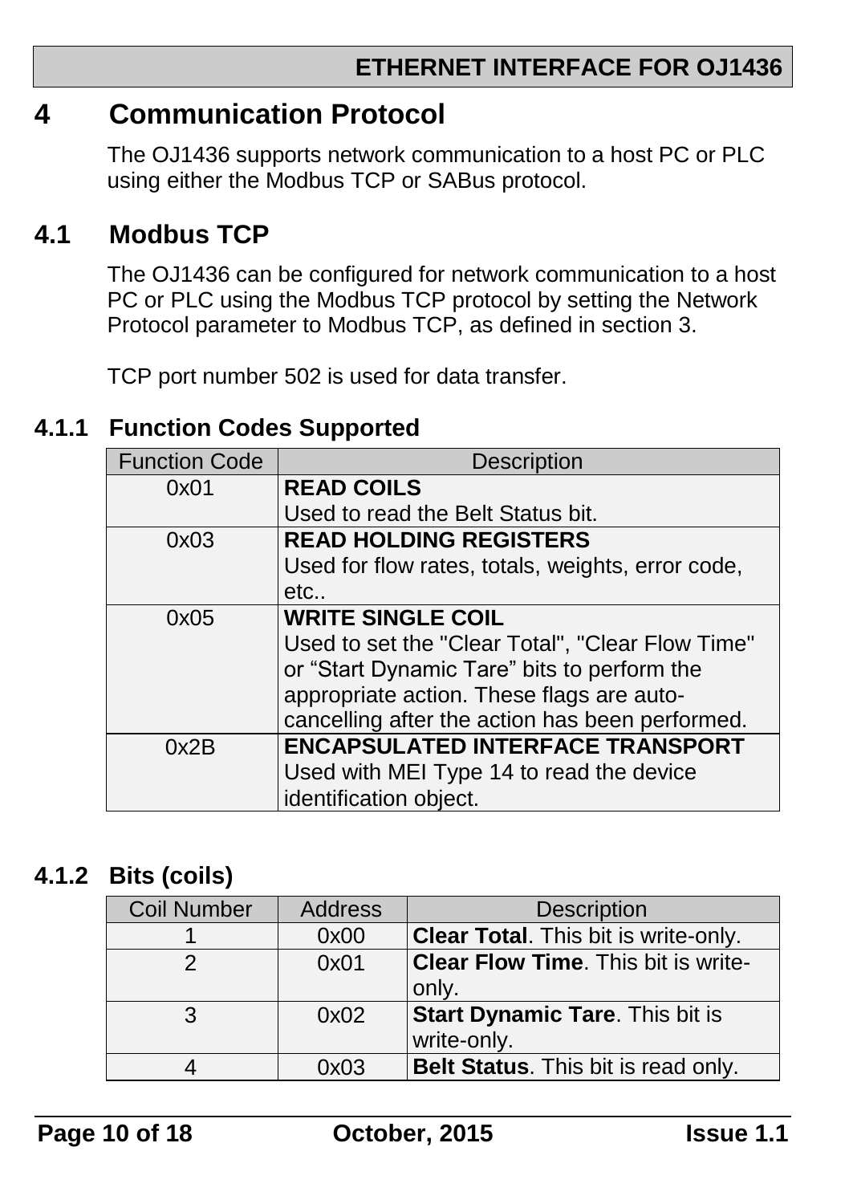# 4 Communication Protocol

The OJ1436 supports network communication to a host PC or PLC using either the Modbus TCP or SABus protocol.

## 4.1 Modbus TCP

The OJ1436 can be configured for network communication to a host PC or PLC using the Modbus TCP protocol by setting the Network Protocol parameter to Modbus TCP, as defined in section 3.

TCP port number 502 is used for data transfer.

### 4.1.1 Function Codes Supported

| Function Code | Description |
|---|---|
| 0x01 | **READ COILS**<br>Used to read the Belt Status bit. |
| 0x03 | **READ HOLDING REGISTERS**<br>Used for flow rates, totals, weights, error code, etc.. |
| 0x05 | **WRITE SINGLE COIL**<br>Used to set the "Clear Total", "Clear Flow Time" or “Start Dynamic Tare” bits to perform the appropriate action. These flags are auto-cancelling after the action has been performed. |
| 0x2B | **ENCAPSULATED INTERFACE TRANSPORT**<br>Used with MEI Type 14 to read the device identification object. |

### 4.1.2 Bits (coils)

| Coil Number | Address | Description |
|---|---|---|
| 1 | 0x00 | **Clear Total**. This bit is write-only. |
| 2 | 0x01 | **Clear Flow Time**. This bit is write-only. |
| 3 | 0x02 | **Start Dynamic Tare**. This bit is write-only. |
| 4 | 0x03 | **Belt Status**. This bit is read only. |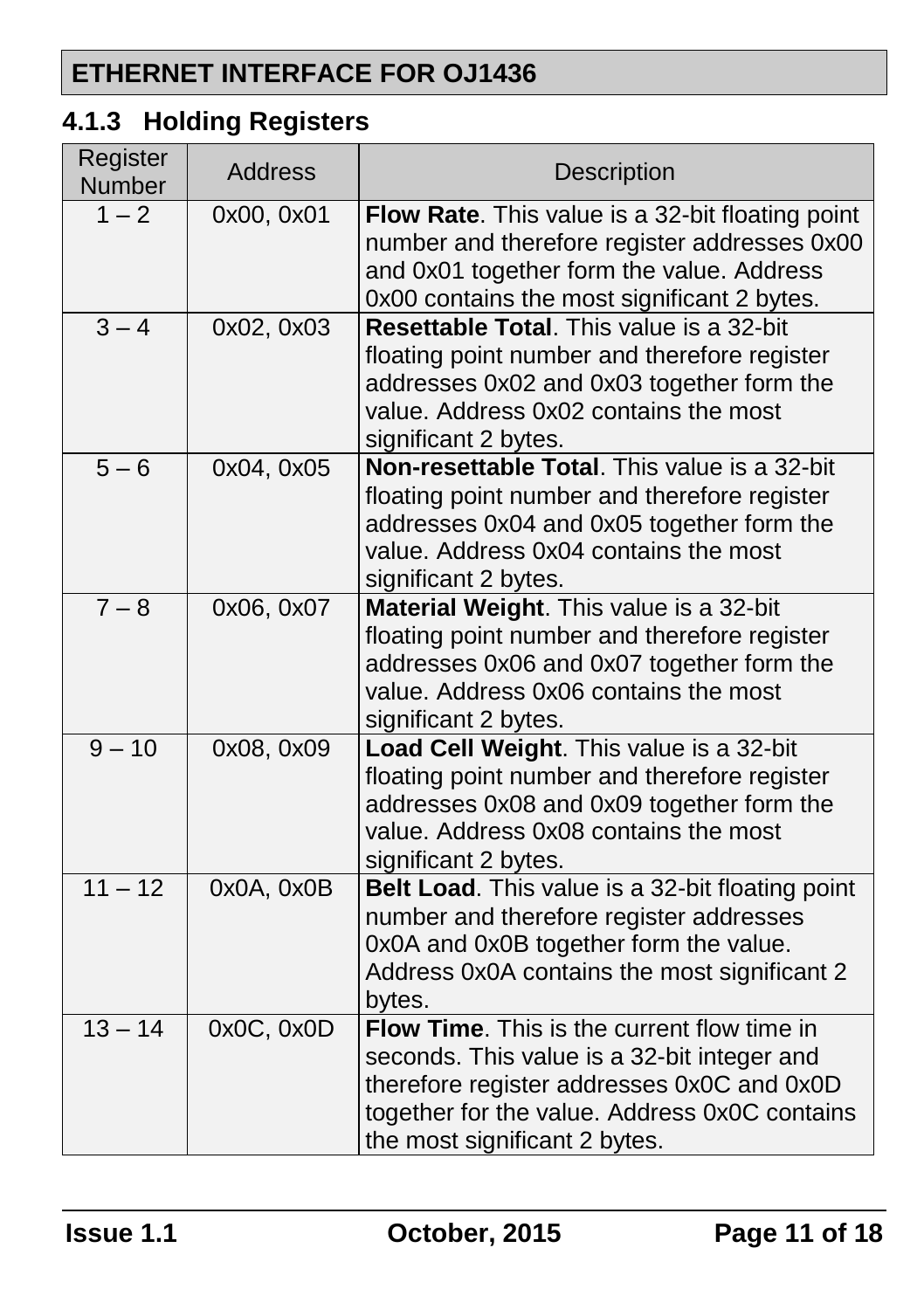### 4.1.3 Holding Registers

| Register Number | Address | Description |
|---|---|---|
| 1 – 2 | 0x00, 0x01 | **Flow Rate**. This value is a 32-bit floating point number and therefore register addresses 0x00 and 0x01 together form the value. Address 0x00 contains the most significant 2 bytes. |
| 3 – 4 | 0x02, 0x03 | **Resettable Total**. This value is a 32-bit floating point number and therefore register addresses 0x02 and 0x03 together form the value. Address 0x02 contains the most significant 2 bytes. |
| 5 – 6 | 0x04, 0x05 | **Non-resettable Total**. This value is a 32-bit floating point number and therefore register addresses 0x04 and 0x05 together form the value. Address 0x04 contains the most significant 2 bytes. |
| 7 – 8 | 0x06, 0x07 | **Material Weight**. This value is a 32-bit floating point number and therefore register addresses 0x06 and 0x07 together form the value. Address 0x06 contains the most significant 2 bytes. |
| 9 – 10 | 0x08, 0x09 | **Load Cell Weight**. This value is a 32-bit floating point number and therefore register addresses 0x08 and 0x09 together form the value. Address 0x08 contains the most significant 2 bytes. |
| 11 – 12 | 0x0A, 0x0B | **Belt Load**. This value is a 32-bit floating point number and therefore register addresses 0x0A and 0x0B together form the value. Address 0x0A contains the most significant 2 bytes. |
| 13 – 14 | 0x0C, 0x0D | **Flow Time**. This is the current flow time in seconds. This value is a 32-bit integer and therefore register addresses 0x0C and 0x0D together for the value. Address 0x0C contains the most significant 2 bytes. |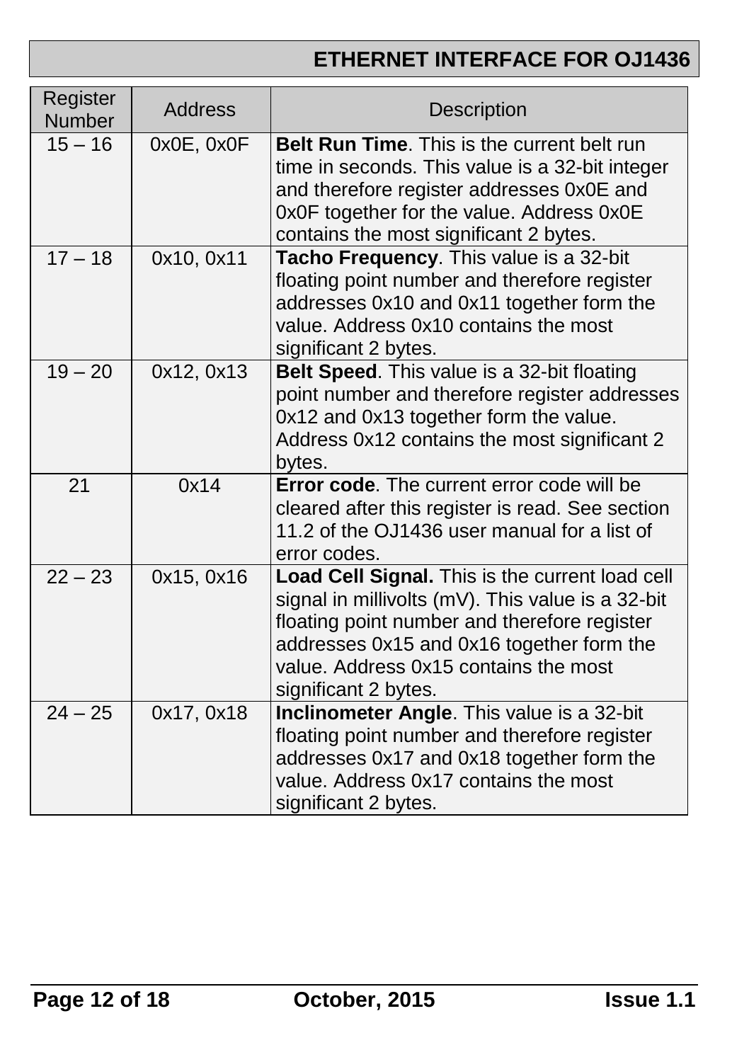| Register Number | Address | Description |
| --- | --- | --- |
| 15 – 16 | 0x0E, 0x0F | **Belt Run Time**. This is the current belt run time in seconds. This value is a 32-bit integer and therefore register addresses 0x0E and 0x0F together for the value. Address 0x0E contains the most significant 2 bytes. |
| 17 – 18 | 0x10, 0x11 | **Tacho Frequency**. This value is a 32-bit floating point number and therefore register addresses 0x10 and 0x11 together form the value. Address 0x10 contains the most significant 2 bytes. |
| 19 – 20 | 0x12, 0x13 | **Belt Speed**. This value is a 32-bit floating point number and therefore register addresses 0x12 and 0x13 together form the value. Address 0x12 contains the most significant 2 bytes. |
| 21 | 0x14 | **Error code**. The current error code will be cleared after this register is read. See section 11.2 of the OJ1436 user manual for a list of error codes. |
| 22 – 23 | 0x15, 0x16 | **Load Cell Signal.** This is the current load cell signal in millivolts (mV). This value is a 32-bit floating point number and therefore register addresses 0x15 and 0x16 together form the value. Address 0x15 contains the most significant 2 bytes. |
| 24 – 25 | 0x17, 0x18 | **Inclinometer Angle**. This value is a 32-bit floating point number and therefore register addresses 0x17 and 0x18 together form the value. Address 0x17 contains the most significant 2 bytes. |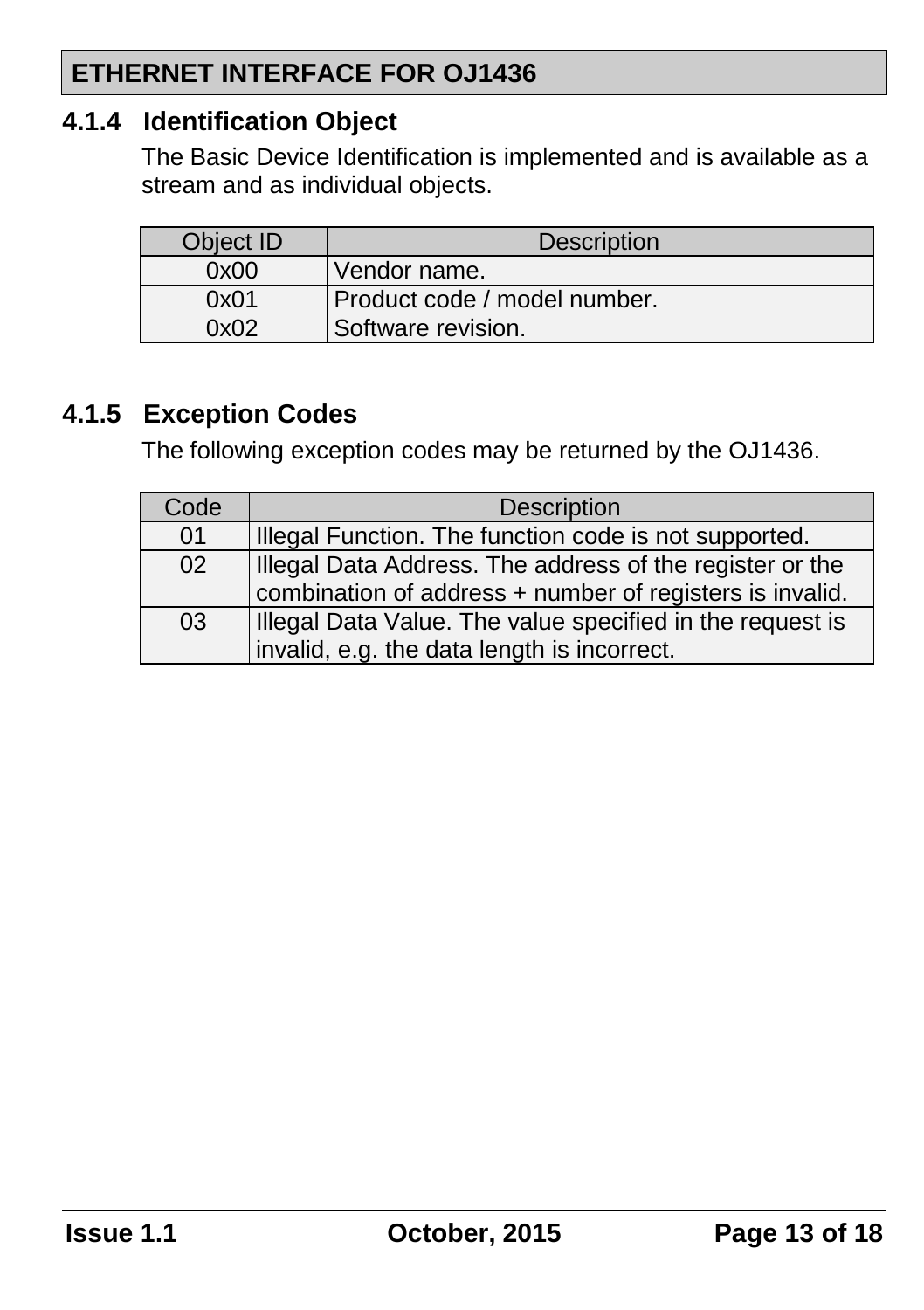### 4.1.4 Identification Object

The Basic Device Identification is implemented and is available as a stream and as individual objects.

| Object ID | Description |
|---|---|
| 0x00 | Vendor name. |
| 0x01 | Product code / model number. |
| 0x02 | Software revision. |

### 4.1.5 Exception Codes

The following exception codes may be returned by the OJ1436.

| Code | Description |
|---|---|
| 01 | Illegal Function. The function code is not supported. |
| 02 | Illegal Data Address. The address of the register or the combination of address + number of registers is invalid. |
| 03 | Illegal Data Value. The value specified in the request is invalid, e.g. the data length is incorrect. |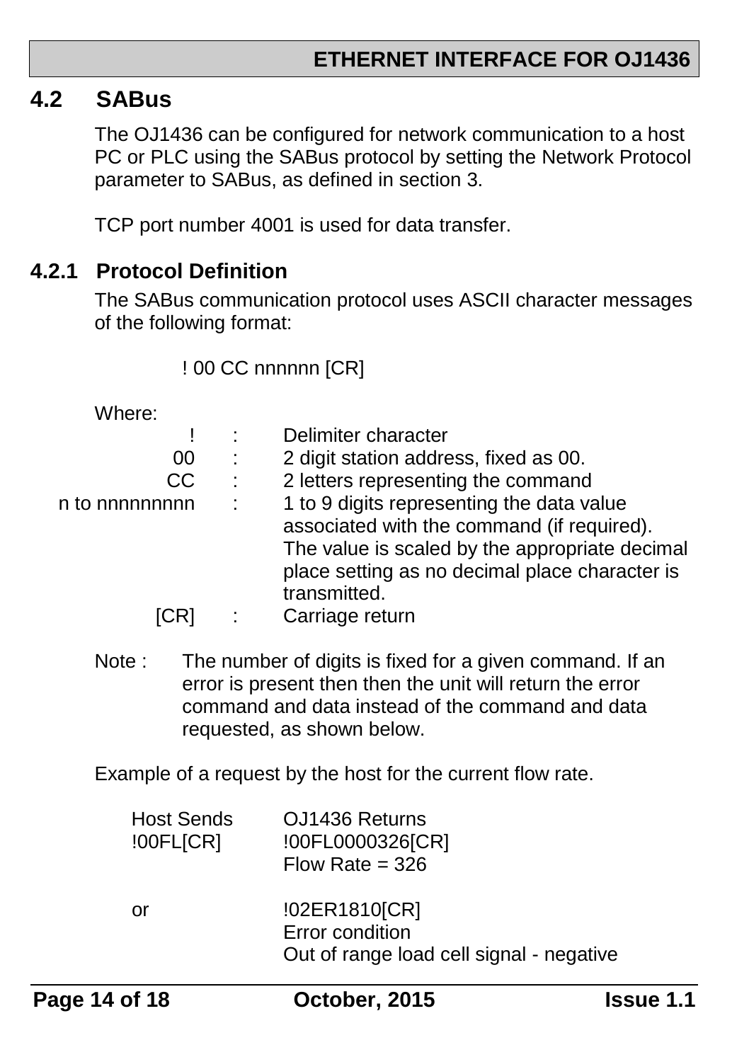## 4.2 SABus

The OJ1436 can be configured for network communication to a host PC or PLC using the SABus protocol by setting the Network Protocol parameter to SABus, as defined in section 3.

TCP port number 4001 is used for data transfer.

### 4.2.1 Protocol Definition

The SABus communication protocol uses ASCII character messages of the following format:

! 00 CC nnnnnn [CR]

Where:

| | | |
|---|---|---|
| ! | : | Delimiter character |
| 00 | : | 2 digit station address, fixed as 00. |
| CC | : | 2 letters representing the command |
| n to nnnnnnnnn | : | 1 to 9 digits representing the data value associated with the command (if required). The value is scaled by the appropriate decimal place setting as no decimal place character is transmitted. |
| [CR] | : | Carriage return |

Note : The number of digits is fixed for a given command. If an error is present then then the unit will return the error command and data instead of the command and data requested, as shown below.

Example of a request by the host for the current flow rate.

| Host Sends | OJ1436 Returns |
|---|---|
| !00FL[CR] | !00FL0000326[CR]<br>Flow Rate = 326 |
| or | !02ER1810[CR]<br>Error condition<br>Out of range load cell signal - negative |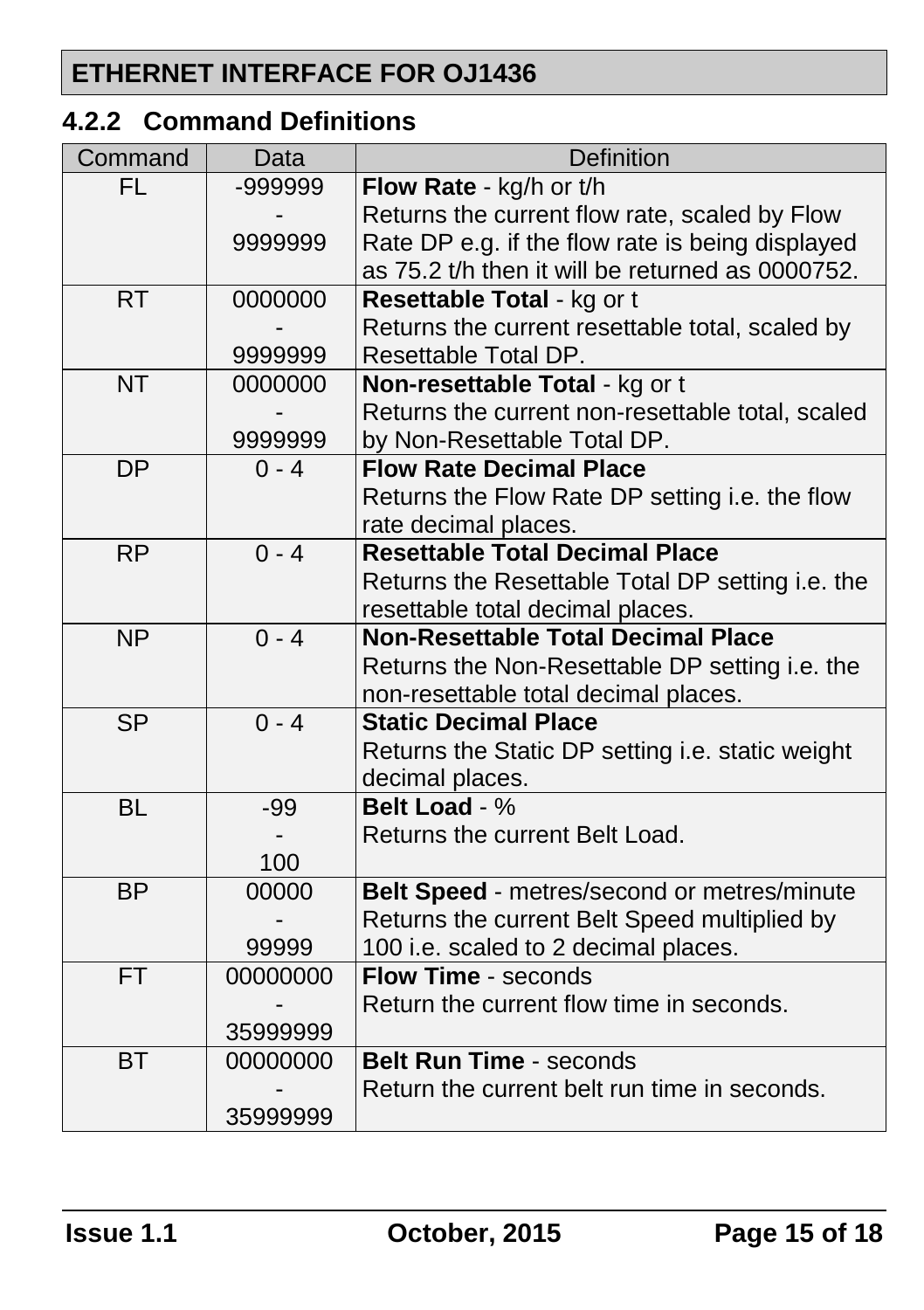### 4.2.2 Command Definitions

| Command | Data | Definition |
|---|---|---|
| FL | -999999 - 9999999 | **Flow Rate** - kg/h or t/h<br>Returns the current flow rate, scaled by Flow Rate DP e.g. if the flow rate is being displayed as 75.2 t/h then it will be returned as 0000752. |
| RT | 0000000 - 9999999 | **Resettable Total** - kg or t<br>Returns the current resettable total, scaled by Resettable Total DP. |
| NT | 0000000 - 9999999 | **Non-resettable Total** - kg or t<br>Returns the current non-resettable total, scaled by Non-Resettable Total DP. |
| DP | 0 - 4 | **Flow Rate Decimal Place**<br>Returns the Flow Rate DP setting i.e. the flow rate decimal places. |
| RP | 0 - 4 | **Resettable Total Decimal Place**<br>Returns the Resettable Total DP setting i.e. the resettable total decimal places. |
| NP | 0 - 4 | **Non-Resettable Total Decimal Place**<br>Returns the Non-Resettable DP setting i.e. the non-resettable total decimal places. |
| SP | 0 - 4 | **Static Decimal Place**<br>Returns the Static DP setting i.e. static weight decimal places. |
| BL | -99 - 100 | **Belt Load** - %<br>Returns the current Belt Load. |
| BP | 00000 - 99999 | **Belt Speed** - metres/second or metres/minute<br>Returns the current Belt Speed multiplied by 100 i.e. scaled to 2 decimal places. |
| FT | 00000000 - 35999999 | **Flow Time** - seconds<br>Return the current flow time in seconds. |
| BT | 00000000 - 35999999 | **Belt Run Time** - seconds<br>Return the current belt run time in seconds. |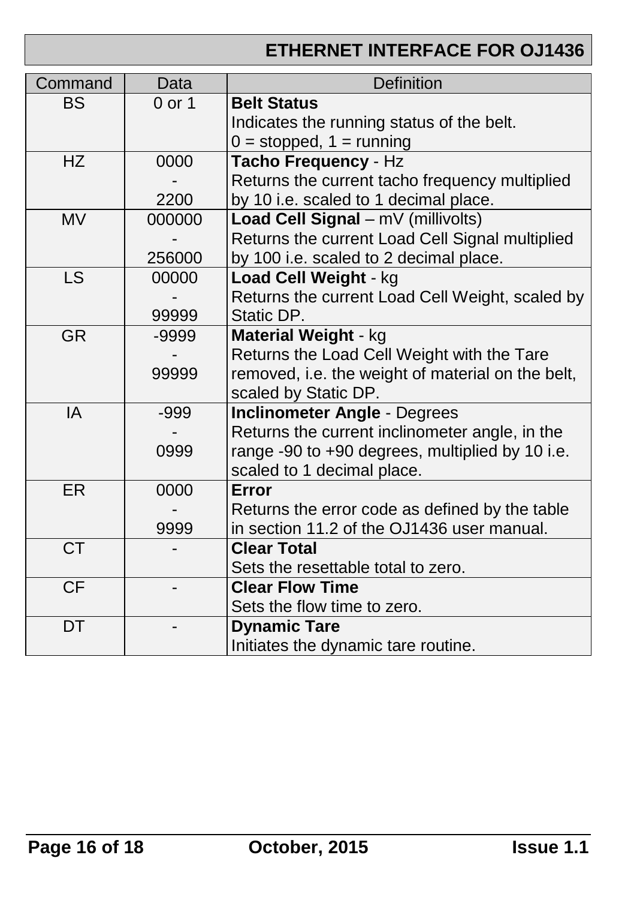| Command | Data | Definition |
|---|---|---|
| BS | 0 or 1 | **Belt Status**<br>Indicates the running status of the belt.<br>0 = stopped, 1 = running |
| HZ | 0000<br>-<br>2200 | **Tacho Frequency** - Hz<br>Returns the current tacho frequency multiplied by 10 i.e. scaled to 1 decimal place. |
| MV | 000000<br>-<br>256000 | **Load Cell Signal** – mV (millivolts)<br>Returns the current Load Cell Signal multiplied by 100 i.e. scaled to 2 decimal place. |
| LS | 00000<br>-<br>99999 | **Load Cell Weight** - kg<br>Returns the current Load Cell Weight, scaled by Static DP. |
| GR | -9999<br>-<br>99999 | **Material Weight** - kg<br>Returns the Load Cell Weight with the Tare removed, i.e. the weight of material on the belt, scaled by Static DP. |
| IA | -999<br>-<br>0999 | **Inclinometer Angle** - Degrees<br>Returns the current inclinometer angle, in the range -90 to +90 degrees, multiplied by 10 i.e. scaled to 1 decimal place. |
| ER | 0000<br>-<br>9999 | **Error**<br>Returns the error code as defined by the table in section 11.2 of the OJ1436 user manual. |
| CT | - | **Clear Total**<br>Sets the resettable total to zero. |
| CF | - | **Clear Flow Time**<br>Sets the flow time to zero. |
| DT | - | **Dynamic Tare**<br>Initiates the dynamic tare routine. |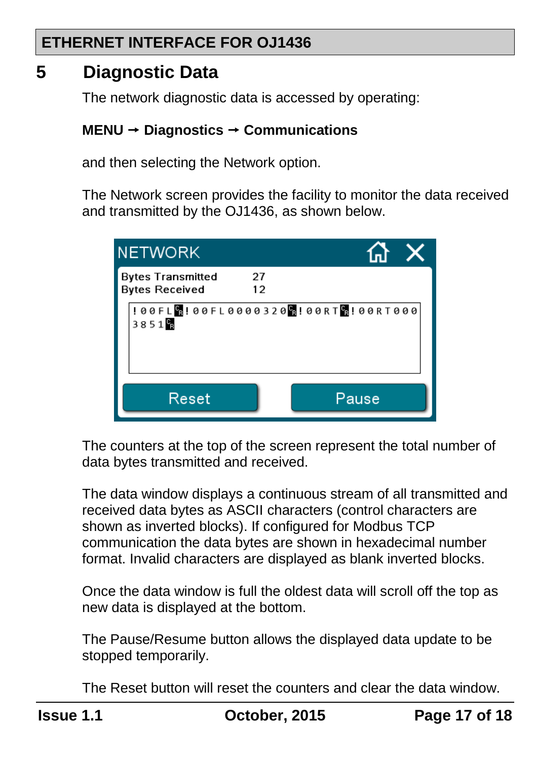# 5 Diagnostic Data

The network diagnostic data is accessed by operating:

**MENU → Diagnostics → Communications**

and then selecting the Network option.

The Network screen provides the facility to monitor the data received and transmitted by the OJ1436, as shown below.

The counters at the top of the screen represent the total number of data bytes transmitted and received.

The data window displays a continuous stream of all transmitted and received data bytes as ASCII characters (control characters are shown as inverted blocks). If configured for Modbus TCP communication the data bytes are shown in hexadecimal number format. Invalid characters are displayed as blank inverted blocks.

Once the data window is full the oldest data will scroll off the top as new data is displayed at the bottom.

The Pause/Resume button allows the displayed data update to be stopped temporarily.

The Reset button will reset the counters and clear the data window.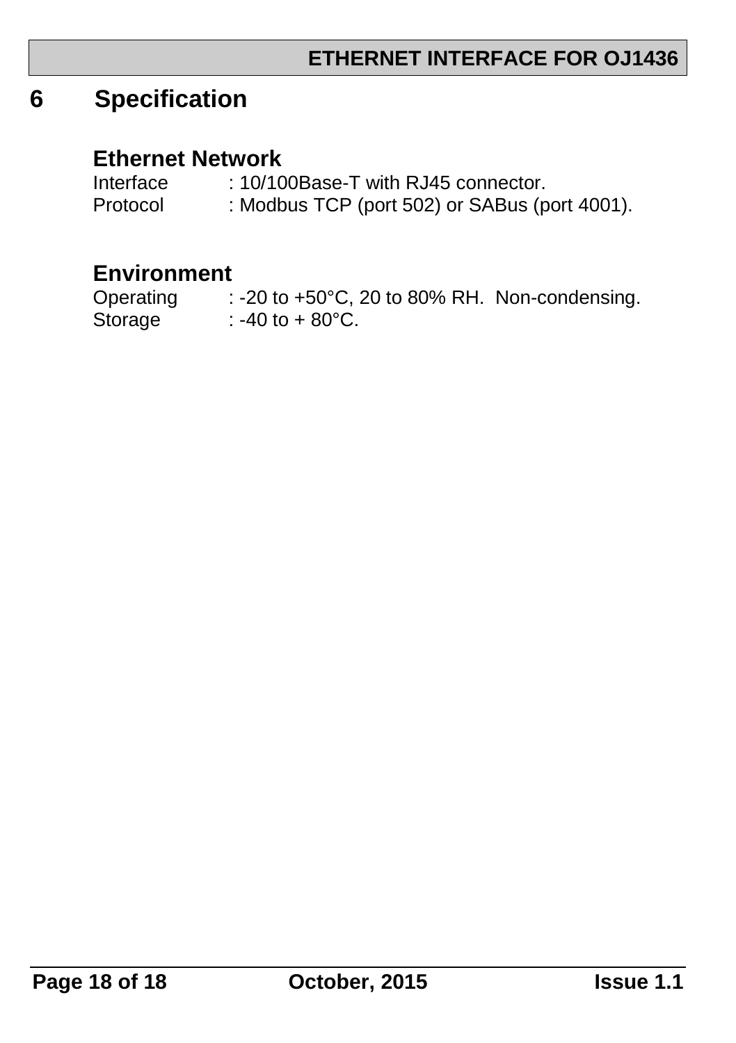# 6 Specification

## Ethernet Network

Interface : 10/100Base-T with RJ45 connector.
Protocol : Modbus TCP (port 502) or SABus (port 4001).

## Environment

Operating : -20 to +50°C, 20 to 80% RH. Non-condensing.
Storage : -40 to + 80°C.